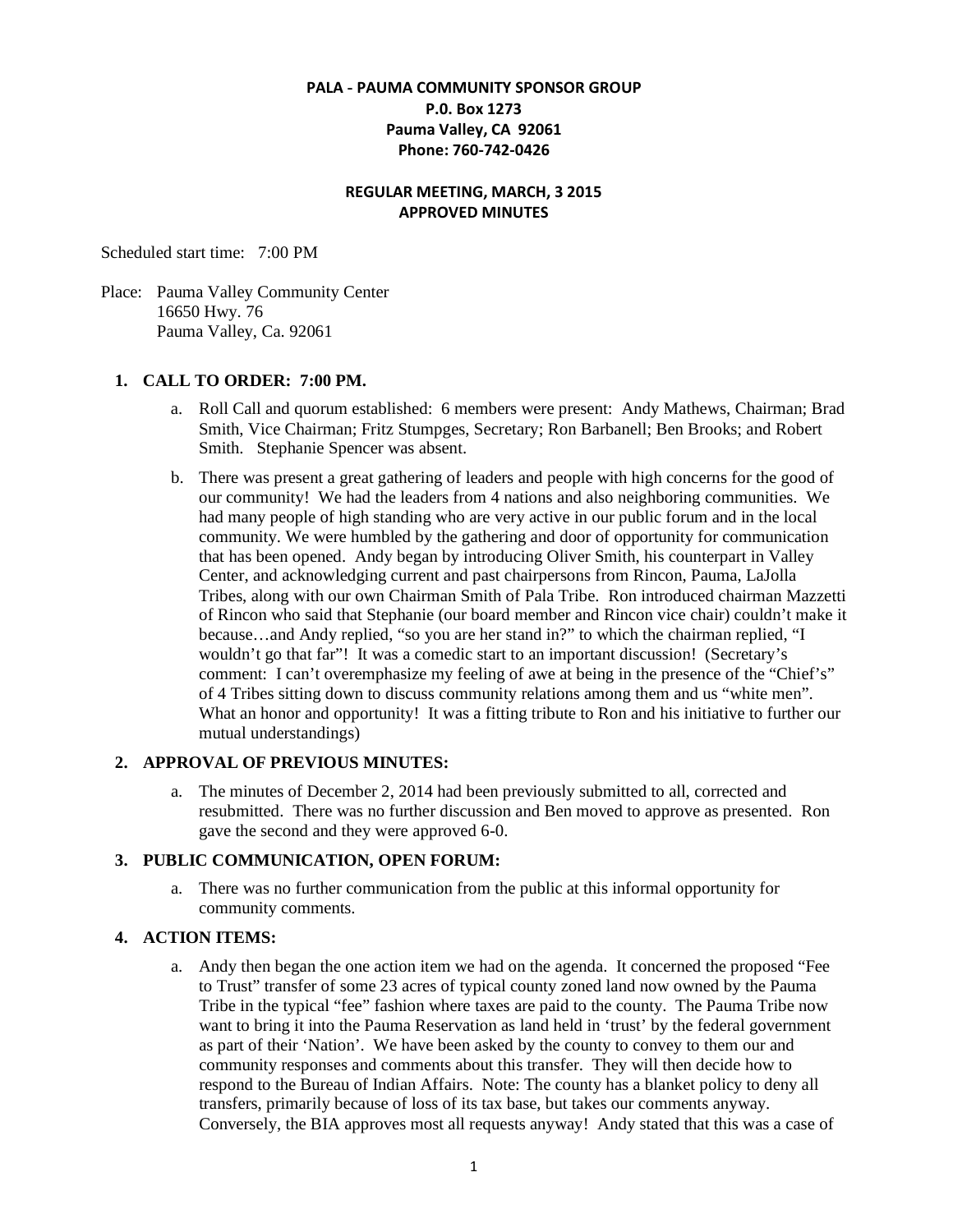**PALA - PAUMA COMMUNITY SPONSOR GROUP**
**P.0. Box 1273**
**Pauma Valley, CA 92061**
**Phone: 760-742-0426**

**REGULAR MEETING, MARCH, 3 2015**
**APPROVED MINUTES**

Scheduled start time: 7:00 PM

Place: Pauma Valley Community Center
16650 Hwy. 76
Pauma Valley, Ca. 92061

1. **CALL TO ORDER: 7:00 PM.**
   a. Roll Call and quorum established: 6 members were present: Andy Mathews, Chairman; Brad Smith, Vice Chairman; Fritz Stumpges, Secretary; Ron Barbanell; Ben Brooks; and Robert Smith. Stephanie Spencer was absent.
   b. There was present a great gathering of leaders and people with high concerns for the good of our community! We had the leaders from 4 nations and also neighboring communities. We had many people of high standing who are very active in our public forum and in the local community. We were humbled by the gathering and door of opportunity for communication that has been opened. Andy began by introducing Oliver Smith, his counterpart in Valley Center, and acknowledging current and past chairpersons from Rincon, Pauma, LaJolla Tribes, along with our own Chairman Smith of Pala Tribe. Ron introduced chairman Mazzetti of Rincon who said that Stephanie (our board member and Rincon vice chair) couldn't make it because…and Andy replied, "so you are her stand in?" to which the chairman replied, "I wouldn't go that far"! It was a comedic start to an important discussion! (Secretary's comment: I can't overemphasize my feeling of awe at being in the presence of the "Chief's" of 4 Tribes sitting down to discuss community relations among them and us "white men". What an honor and opportunity! It was a fitting tribute to Ron and his initiative to further our mutual understandings)

2. **APPROVAL OF PREVIOUS MINUTES:**
   a. The minutes of December 2, 2014 had been previously submitted to all, corrected and resubmitted. There was no further discussion and Ben moved to approve as presented. Ron gave the second and they were approved 6-0.

3. **PUBLIC COMMUNICATION, OPEN FORUM:**
   a. There was no further communication from the public at this informal opportunity for community comments.

4. **ACTION ITEMS:**
   a. Andy then began the one action item we had on the agenda. It concerned the proposed "Fee to Trust" transfer of some 23 acres of typical county zoned land now owned by the Pauma Tribe in the typical "fee" fashion where taxes are paid to the county. The Pauma Tribe now want to bring it into the Pauma Reservation as land held in 'trust' by the federal government as part of their 'Nation'. We have been asked by the county to convey to them our and community responses and comments about this transfer. They will then decide how to respond to the Bureau of Indian Affairs. Note: The county has a blanket policy to deny all transfers, primarily because of loss of its tax base, but takes our comments anyway. Conversely, the BIA approves most all requests anyway! Andy stated that this was a case of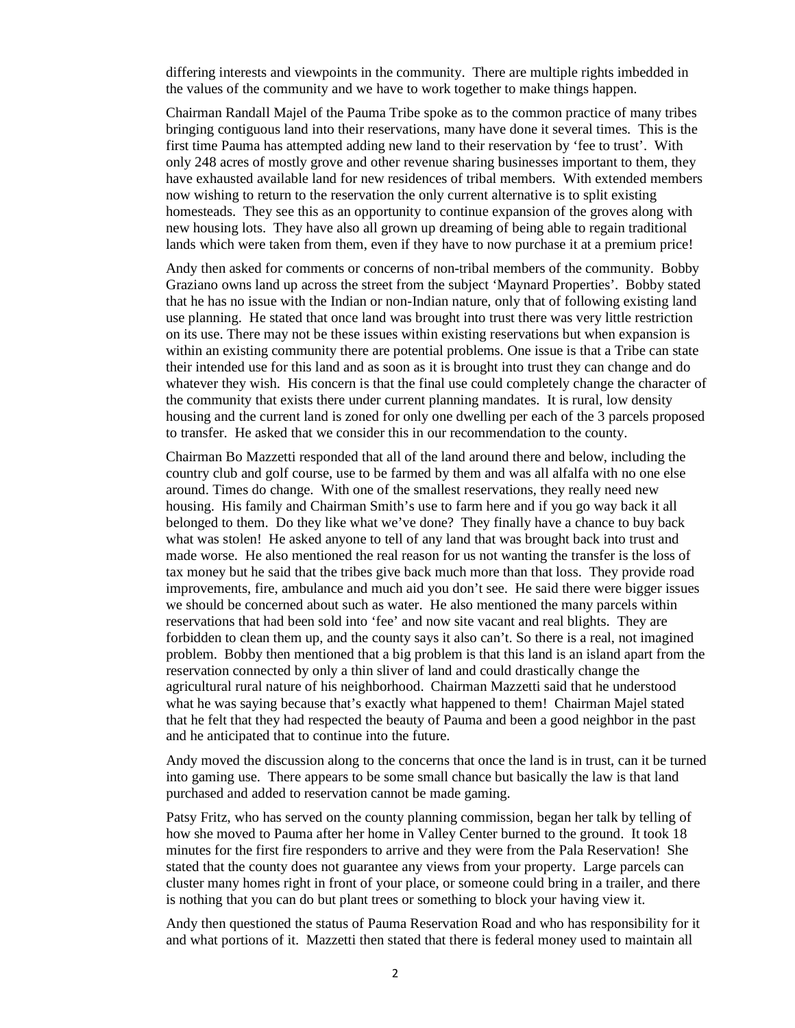differing interests and viewpoints in the community. There are multiple rights imbedded in the values of the community and we have to work together to make things happen.

Chairman Randall Majel of the Pauma Tribe spoke as to the common practice of many tribes bringing contiguous land into their reservations, many have done it several times. This is the first time Pauma has attempted adding new land to their reservation by 'fee to trust'. With only 248 acres of mostly grove and other revenue sharing businesses important to them, they have exhausted available land for new residences of tribal members. With extended members now wishing to return to the reservation the only current alternative is to split existing homesteads. They see this as an opportunity to continue expansion of the groves along with new housing lots. They have also all grown up dreaming of being able to regain traditional lands which were taken from them, even if they have to now purchase it at a premium price!

Andy then asked for comments or concerns of non-tribal members of the community. Bobby Graziano owns land up across the street from the subject 'Maynard Properties'. Bobby stated that he has no issue with the Indian or non-Indian nature, only that of following existing land use planning. He stated that once land was brought into trust there was very little restriction on its use. There may not be these issues within existing reservations but when expansion is within an existing community there are potential problems. One issue is that a Tribe can state their intended use for this land and as soon as it is brought into trust they can change and do whatever they wish. His concern is that the final use could completely change the character of the community that exists there under current planning mandates. It is rural, low density housing and the current land is zoned for only one dwelling per each of the 3 parcels proposed to transfer. He asked that we consider this in our recommendation to the county.

Chairman Bo Mazzetti responded that all of the land around there and below, including the country club and golf course, use to be farmed by them and was all alfalfa with no one else around. Times do change. With one of the smallest reservations, they really need new housing. His family and Chairman Smith's use to farm here and if you go way back it all belonged to them. Do they like what we've done? They finally have a chance to buy back what was stolen! He asked anyone to tell of any land that was brought back into trust and made worse. He also mentioned the real reason for us not wanting the transfer is the loss of tax money but he said that the tribes give back much more than that loss. They provide road improvements, fire, ambulance and much aid you don't see. He said there were bigger issues we should be concerned about such as water. He also mentioned the many parcels within reservations that had been sold into 'fee' and now site vacant and real blights. They are forbidden to clean them up, and the county says it also can't. So there is a real, not imagined problem. Bobby then mentioned that a big problem is that this land is an island apart from the reservation connected by only a thin sliver of land and could drastically change the agricultural rural nature of his neighborhood. Chairman Mazzetti said that he understood what he was saying because that's exactly what happened to them! Chairman Majel stated that he felt that they had respected the beauty of Pauma and been a good neighbor in the past and he anticipated that to continue into the future.

Andy moved the discussion along to the concerns that once the land is in trust, can it be turned into gaming use. There appears to be some small chance but basically the law is that land purchased and added to reservation cannot be made gaming.

Patsy Fritz, who has served on the county planning commission, began her talk by telling of how she moved to Pauma after her home in Valley Center burned to the ground. It took 18 minutes for the first fire responders to arrive and they were from the Pala Reservation! She stated that the county does not guarantee any views from your property. Large parcels can cluster many homes right in front of your place, or someone could bring in a trailer, and there is nothing that you can do but plant trees or something to block your having view it.

Andy then questioned the status of Pauma Reservation Road and who has responsibility for it and what portions of it. Mazzetti then stated that there is federal money used to maintain all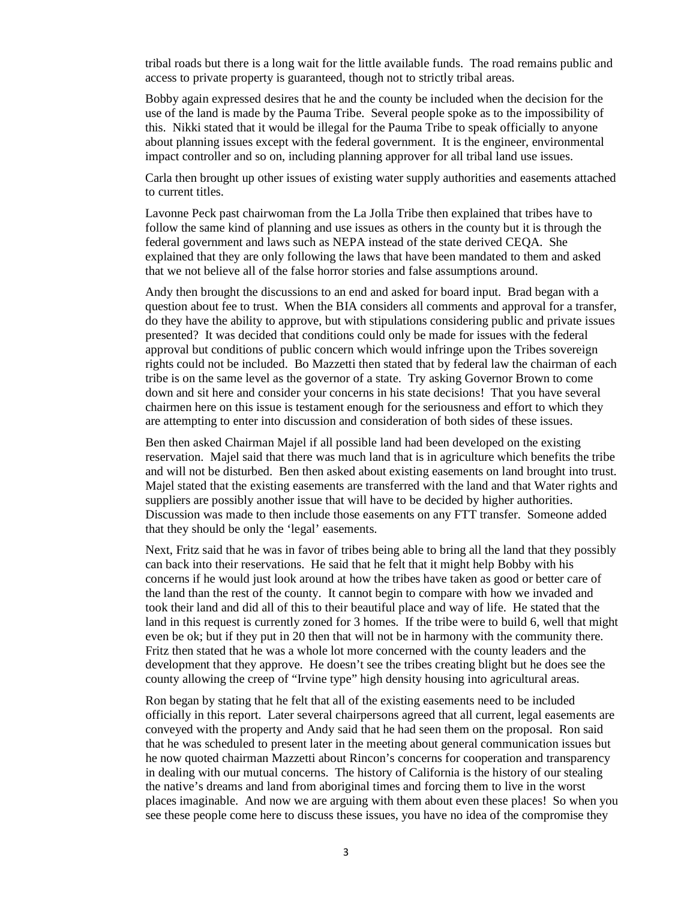tribal roads but there is a long wait for the little available funds. The road remains public and access to private property is guaranteed, though not to strictly tribal areas.

Bobby again expressed desires that he and the county be included when the decision for the use of the land is made by the Pauma Tribe. Several people spoke as to the impossibility of this. Nikki stated that it would be illegal for the Pauma Tribe to speak officially to anyone about planning issues except with the federal government. It is the engineer, environmental impact controller and so on, including planning approver for all tribal land use issues.

Carla then brought up other issues of existing water supply authorities and easements attached to current titles.

Lavonne Peck past chairwoman from the La Jolla Tribe then explained that tribes have to follow the same kind of planning and use issues as others in the county but it is through the federal government and laws such as NEPA instead of the state derived CEQA. She explained that they are only following the laws that have been mandated to them and asked that we not believe all of the false horror stories and false assumptions around.

Andy then brought the discussions to an end and asked for board input. Brad began with a question about fee to trust. When the BIA considers all comments and approval for a transfer, do they have the ability to approve, but with stipulations considering public and private issues presented? It was decided that conditions could only be made for issues with the federal approval but conditions of public concern which would infringe upon the Tribes sovereign rights could not be included. Bo Mazzetti then stated that by federal law the chairman of each tribe is on the same level as the governor of a state. Try asking Governor Brown to come down and sit here and consider your concerns in his state decisions! That you have several chairmen here on this issue is testament enough for the seriousness and effort to which they are attempting to enter into discussion and consideration of both sides of these issues.

Ben then asked Chairman Majel if all possible land had been developed on the existing reservation. Majel said that there was much land that is in agriculture which benefits the tribe and will not be disturbed. Ben then asked about existing easements on land brought into trust. Majel stated that the existing easements are transferred with the land and that Water rights and suppliers are possibly another issue that will have to be decided by higher authorities. Discussion was made to then include those easements on any FTT transfer. Someone added that they should be only the 'legal' easements.

Next, Fritz said that he was in favor of tribes being able to bring all the land that they possibly can back into their reservations. He said that he felt that it might help Bobby with his concerns if he would just look around at how the tribes have taken as good or better care of the land than the rest of the county. It cannot begin to compare with how we invaded and took their land and did all of this to their beautiful place and way of life. He stated that the land in this request is currently zoned for 3 homes. If the tribe were to build 6, well that might even be ok; but if they put in 20 then that will not be in harmony with the community there. Fritz then stated that he was a whole lot more concerned with the county leaders and the development that they approve. He doesn't see the tribes creating blight but he does see the county allowing the creep of "Irvine type" high density housing into agricultural areas.

Ron began by stating that he felt that all of the existing easements need to be included officially in this report. Later several chairpersons agreed that all current, legal easements are conveyed with the property and Andy said that he had seen them on the proposal. Ron said that he was scheduled to present later in the meeting about general communication issues but he now quoted chairman Mazzetti about Rincon's concerns for cooperation and transparency in dealing with our mutual concerns. The history of California is the history of our stealing the native's dreams and land from aboriginal times and forcing them to live in the worst places imaginable. And now we are arguing with them about even these places! So when you see these people come here to discuss these issues, you have no idea of the compromise they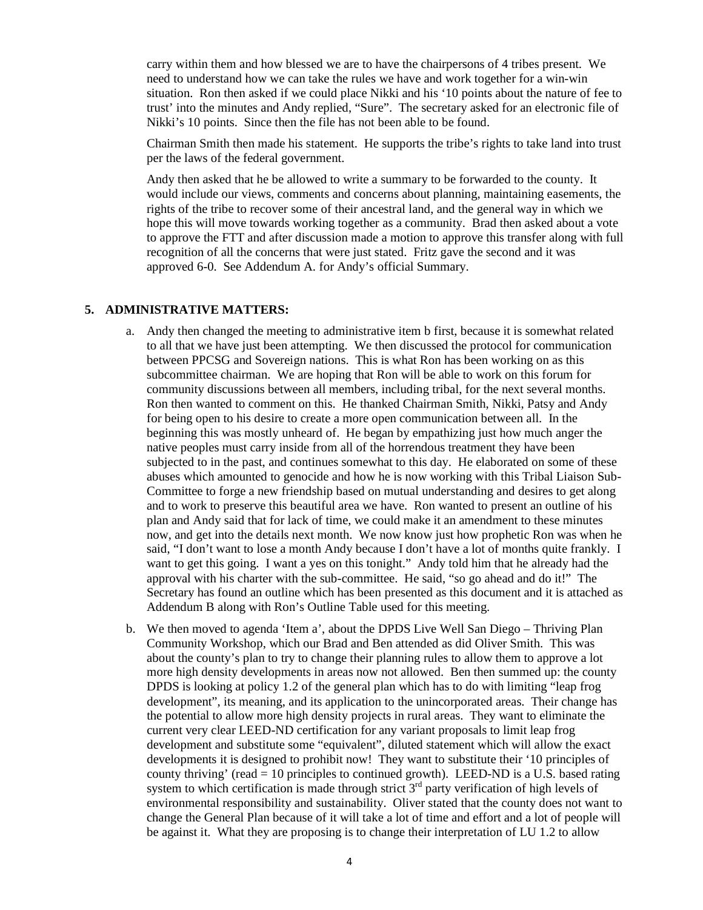carry within them and how blessed we are to have the chairpersons of 4 tribes present. We need to understand how we can take the rules we have and work together for a win-win situation. Ron then asked if we could place Nikki and his '10 points about the nature of fee to trust' into the minutes and Andy replied, "Sure". The secretary asked for an electronic file of Nikki's 10 points. Since then the file has not been able to be found.

Chairman Smith then made his statement. He supports the tribe's rights to take land into trust per the laws of the federal government.

Andy then asked that he be allowed to write a summary to be forwarded to the county. It would include our views, comments and concerns about planning, maintaining easements, the rights of the tribe to recover some of their ancestral land, and the general way in which we hope this will move towards working together as a community. Brad then asked about a vote to approve the FTT and after discussion made a motion to approve this transfer along with full recognition of all the concerns that were just stated. Fritz gave the second and it was approved 6-0. See Addendum A. for Andy's official Summary.

**5. ADMINISTRATIVE MATTERS:**

a. Andy then changed the meeting to administrative item b first, because it is somewhat related to all that we have just been attempting. We then discussed the protocol for communication between PPCSG and Sovereign nations. This is what Ron has been working on as this subcommittee chairman. We are hoping that Ron will be able to work on this forum for community discussions between all members, including tribal, for the next several months. Ron then wanted to comment on this. He thanked Chairman Smith, Nikki, Patsy and Andy for being open to his desire to create a more open communication between all. In the beginning this was mostly unheard of. He began by empathizing just how much anger the native peoples must carry inside from all of the horrendous treatment they have been subjected to in the past, and continues somewhat to this day. He elaborated on some of these abuses which amounted to genocide and how he is now working with this Tribal Liaison Sub-Committee to forge a new friendship based on mutual understanding and desires to get along and to work to preserve this beautiful area we have. Ron wanted to present an outline of his plan and Andy said that for lack of time, we could make it an amendment to these minutes now, and get into the details next month. We now know just how prophetic Ron was when he said, "I don't want to lose a month Andy because I don't have a lot of months quite frankly. I want to get this going. I want a yes on this tonight." Andy told him that he already had the approval with his charter with the sub-committee. He said, "so go ahead and do it!" The Secretary has found an outline which has been presented as this document and it is attached as Addendum B along with Ron's Outline Table used for this meeting.

b. We then moved to agenda 'Item a', about the DPDS Live Well San Diego – Thriving Plan Community Workshop, which our Brad and Ben attended as did Oliver Smith. This was about the county's plan to try to change their planning rules to allow them to approve a lot more high density developments in areas now not allowed. Ben then summed up: the county DPDS is looking at policy 1.2 of the general plan which has to do with limiting "leap frog development", its meaning, and its application to the unincorporated areas. Their change has the potential to allow more high density projects in rural areas. They want to eliminate the current very clear LEED-ND certification for any variant proposals to limit leap frog development and substitute some "equivalent", diluted statement which will allow the exact developments it is designed to prohibit now! They want to substitute their '10 principles of county thriving' (read = 10 principles to continued growth). LEED-ND is a U.S. based rating system to which certification is made through strict 3rd party verification of high levels of environmental responsibility and sustainability. Oliver stated that the county does not want to change the General Plan because of it will take a lot of time and effort and a lot of people will be against it. What they are proposing is to change their interpretation of LU 1.2 to allow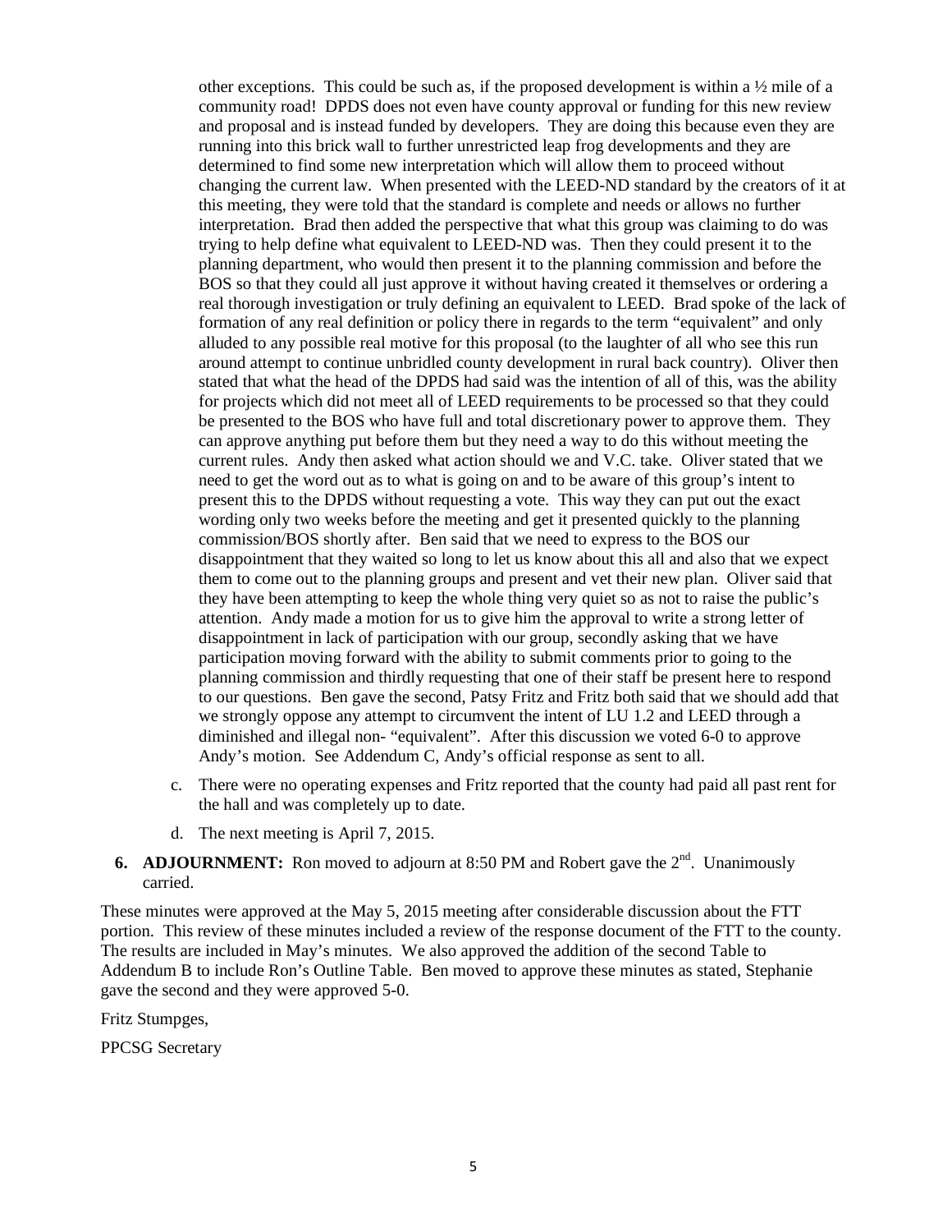other exceptions. This could be such as, if the proposed development is within a ½ mile of a community road! DPDS does not even have county approval or funding for this new review and proposal and is instead funded by developers. They are doing this because even they are running into this brick wall to further unrestricted leap frog developments and they are determined to find some new interpretation which will allow them to proceed without changing the current law. When presented with the LEED-ND standard by the creators of it at this meeting, they were told that the standard is complete and needs or allows no further interpretation. Brad then added the perspective that what this group was claiming to do was trying to help define what equivalent to LEED-ND was. Then they could present it to the planning department, who would then present it to the planning commission and before the BOS so that they could all just approve it without having created it themselves or ordering a real thorough investigation or truly defining an equivalent to LEED. Brad spoke of the lack of formation of any real definition or policy there in regards to the term "equivalent" and only alluded to any possible real motive for this proposal (to the laughter of all who see this run around attempt to continue unbridled county development in rural back country). Oliver then stated that what the head of the DPDS had said was the intention of all of this, was the ability for projects which did not meet all of LEED requirements to be processed so that they could be presented to the BOS who have full and total discretionary power to approve them. They can approve anything put before them but they need a way to do this without meeting the current rules. Andy then asked what action should we and V.C. take. Oliver stated that we need to get the word out as to what is going on and to be aware of this group's intent to present this to the DPDS without requesting a vote. This way they can put out the exact wording only two weeks before the meeting and get it presented quickly to the planning commission/BOS shortly after. Ben said that we need to express to the BOS our disappointment that they waited so long to let us know about this all and also that we expect them to come out to the planning groups and present and vet their new plan. Oliver said that they have been attempting to keep the whole thing very quiet so as not to raise the public's attention. Andy made a motion for us to give him the approval to write a strong letter of disappointment in lack of participation with our group, secondly asking that we have participation moving forward with the ability to submit comments prior to going to the planning commission and thirdly requesting that one of their staff be present here to respond to our questions. Ben gave the second, Patsy Fritz and Fritz both said that we should add that we strongly oppose any attempt to circumvent the intent of LU 1.2 and LEED through a diminished and illegal non- "equivalent". After this discussion we voted 6-0 to approve Andy's motion. See Addendum C, Andy's official response as sent to all.

c. There were no operating expenses and Fritz reported that the county had paid all past rent for the hall and was completely up to date.

d. The next meeting is April 7, 2015.

**6. ADJOURNMENT:** Ron moved to adjourn at 8:50 PM and Robert gave the 2nd. Unanimously carried.

These minutes were approved at the May 5, 2015 meeting after considerable discussion about the FTT portion. This review of these minutes included a review of the response document of the FTT to the county. The results are included in May's minutes. We also approved the addition of the second Table to Addendum B to include Ron's Outline Table. Ben moved to approve these minutes as stated, Stephanie gave the second and they were approved 5-0.

Fritz Stumpges,

PPCSG Secretary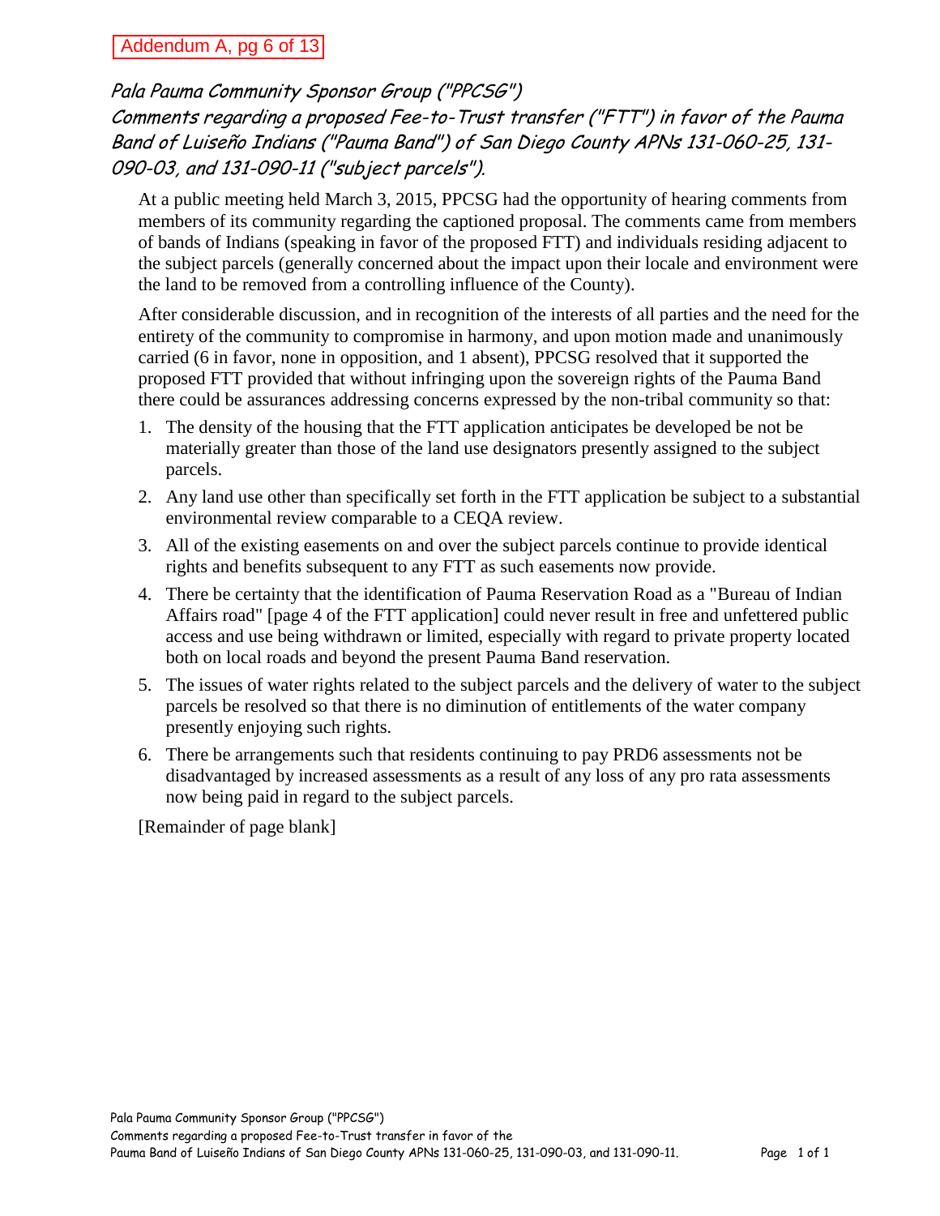Addendum A, pg 6 of 13

*Pala Pauma Community Sponsor Group ("PPCSG")*
*Comments regarding a proposed Fee-to-Trust transfer ("FTT") in favor of the Pauma Band of Luiseño Indians ("Pauma Band") of San Diego County APNs 131-060-25, 131-090-03, and 131-090-11 ("subject parcels").*

At a public meeting held March 3, 2015, PPCSG had the opportunity of hearing comments from members of its community regarding the captioned proposal. The comments came from members of bands of Indians (speaking in favor of the proposed FTT) and individuals residing adjacent to the subject parcels (generally concerned about the impact upon their locale and environment were the land to be removed from a controlling influence of the County).

After considerable discussion, and in recognition of the interests of all parties and the need for the entirety of the community to compromise in harmony, and upon motion made and unanimously carried (6 in favor, none in opposition, and 1 absent), PPCSG resolved that it supported the proposed FTT provided that without infringing upon the sovereign rights of the Pauma Band there could be assurances addressing concerns expressed by the non-tribal community so that:

1. The density of the housing that the FTT application anticipates be developed be not be materially greater than those of the land use designators presently assigned to the subject parcels.
2. Any land use other than specifically set forth in the FTT application be subject to a substantial environmental review comparable to a CEQA review.
3. All of the existing easements on and over the subject parcels continue to provide identical rights and benefits subsequent to any FTT as such easements now provide.
4. There be certainty that the identification of Pauma Reservation Road as a "Bureau of Indian Affairs road" [page 4 of the FTT application] could never result in free and unfettered public access and use being withdrawn or limited, especially with regard to private property located both on local roads and beyond the present Pauma Band reservation.
5. The issues of water rights related to the subject parcels and the delivery of water to the subject parcels be resolved so that there is no diminution of entitlements of the water company presently enjoying such rights.
6. There be arrangements such that residents continuing to pay PRD6 assessments not be disadvantaged by increased assessments as a result of any loss of any pro rata assessments now being paid in regard to the subject parcels.

[Remainder of page blank]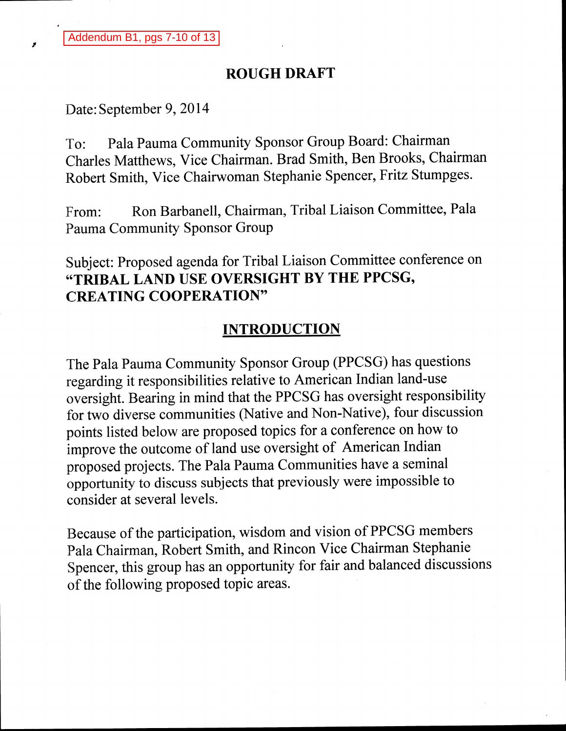Addendum B1, pgs 7-10 of 13

## ROUGH DRAFT

Date: September 9, 2014

To: Pala Pauma Community Sponsor Group Board: Chairman Charles Matthews, Vice Chairman. Brad Smith, Ben Brooks, Chairman Robert Smith, Vice Chairwoman Stephanie Spencer, Fritz Stumpges.

From: Ron Barbanell, Chairman, Tribal Liaison Committee, Pala Pauma Community Sponsor Group

Subject: Proposed agenda for Tribal Liaison Committee conference on **"TRIBAL LAND USE OVERSIGHT BY THE PPCSG, CREATING COOPERATION"**

## INTRODUCTION

The Pala Pauma Community Sponsor Group (PPCSG) has questions regarding it responsibilities relative to American Indian land-use oversight. Bearing in mind that the PPCSG has oversight responsibility for two diverse communities (Native and Non-Native), four discussion points listed below are proposed topics for a conference on how to improve the outcome of land use oversight of American Indian proposed projects. The Pala Pauma Communities have a seminal opportunity to discuss subjects that previously were impossible to consider at several levels.

Because of the participation, wisdom and vision of PPCSG members Pala Chairman, Robert Smith, and Rincon Vice Chairman Stephanie Spencer, this group has an opportunity for fair and balanced discussions of the following proposed topic areas.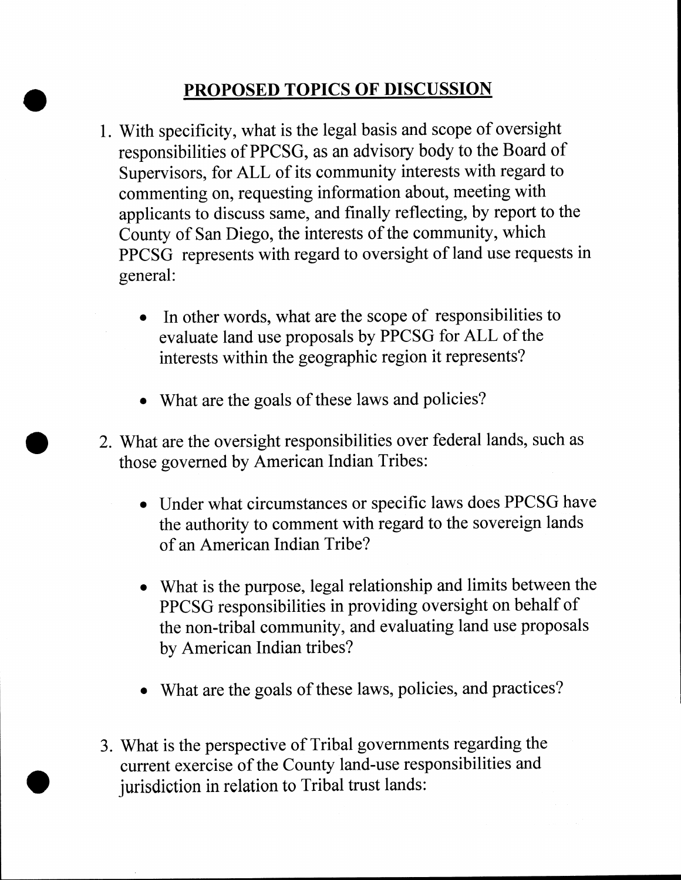## PROPOSED TOPICS OF DISCUSSION

1. With specificity, what is the legal basis and scope of oversight responsibilities of PPCSG, as an advisory body to the Board of Supervisors, for ALL of its community interests with regard to commenting on, requesting information about, meeting with applicants to discuss same, and finally reflecting, by report to the County of San Diego, the interests of the community, which PPCSG represents with regard to oversight of land use requests in general:

    - In other words, what are the scope of responsibilities to evaluate land use proposals by PPCSG for ALL of the interests within the geographic region it represents?

    - What are the goals of these laws and policies?

2. What are the oversight responsibilities over federal lands, such as those governed by American Indian Tribes:

    - Under what circumstances or specific laws does PPCSG have the authority to comment with regard to the sovereign lands of an American Indian Tribe?

    - What is the purpose, legal relationship and limits between the PPCSG responsibilities in providing oversight on behalf of the non-tribal community, and evaluating land use proposals by American Indian tribes?

    - What are the goals of these laws, policies, and practices?

3. What is the perspective of Tribal governments regarding the current exercise of the County land-use responsibilities and jurisdiction in relation to Tribal trust lands: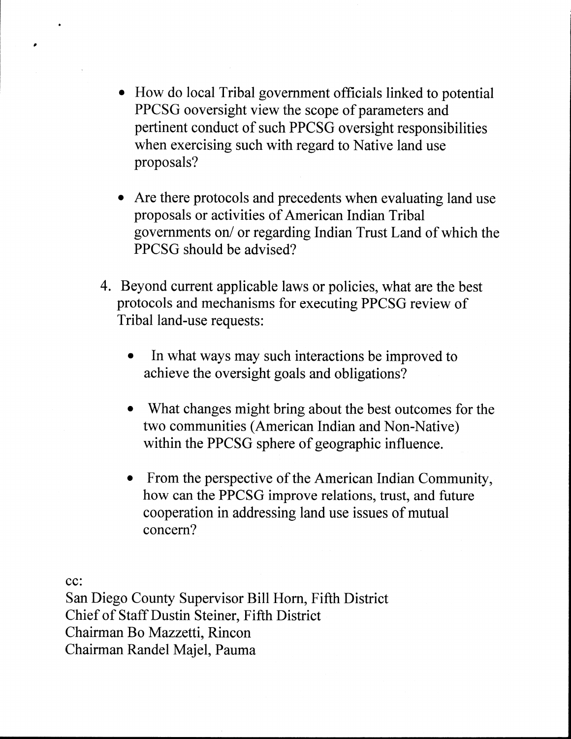- How do local Tribal government officials linked to potential PPCSG ooversight view the scope of parameters and pertinent conduct of such PPCSG oversight responsibilities when exercising such with regard to Native land use proposals?

- Are there protocols and precedents when evaluating land use proposals or activities of American Indian Tribal governments on/ or regarding Indian Trust Land of which the PPCSG should be advised?

4. Beyond current applicable laws or policies, what are the best protocols and mechanisms for executing PPCSG review of Tribal land-use requests:

    - In what ways may such interactions be improved to achieve the oversight goals and obligations?

    - What changes might bring about the best outcomes for the two communities (American Indian and Non-Native) within the PPCSG sphere of geographic influence.

    - From the perspective of the American Indian Community, how can the PPCSG improve relations, trust, and future cooperation in addressing land use issues of mutual concern?

cc:
San Diego County Supervisor Bill Horn, Fifth District
Chief of Staff Dustin Steiner, Fifth District
Chairman Bo Mazzetti, Rincon
Chairman Randel Majel, Pauma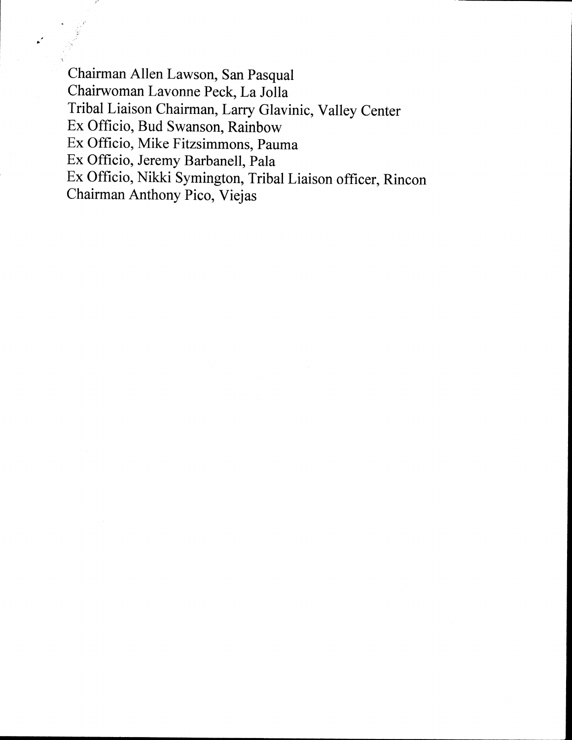Chairman Allen Lawson, San Pasqual
Chairwoman Lavonne Peck, La Jolla
Tribal Liaison Chairman, Larry Glavinic, Valley Center
Ex Officio, Bud Swanson, Rainbow
Ex Officio, Mike Fitzsimmons, Pauma
Ex Officio, Jeremy Barbanell, Pala
Ex Officio, Nikki Symington, Tribal Liaison officer, Rincon
Chairman Anthony Pico, Viejas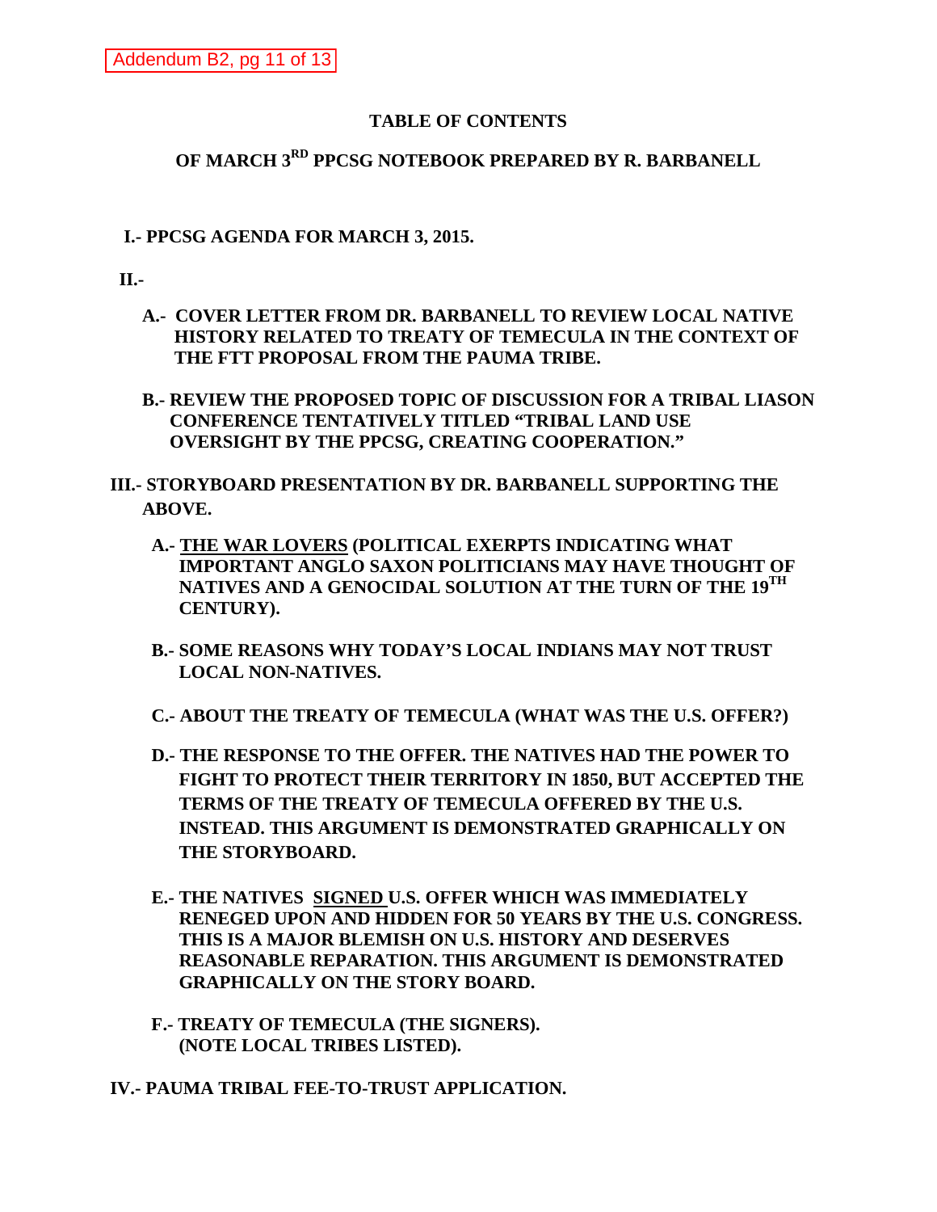Addendum B2, pg 11 of 13

# TABLE OF CONTENTS

## OF MARCH 3RD PPCSG NOTEBOOK PREPARED BY R. BARBANELL

**I.- PPCSG AGENDA FOR MARCH 3, 2015.**

**II.-**

**A.- COVER LETTER FROM DR. BARBANELL TO REVIEW LOCAL NATIVE HISTORY RELATED TO TREATY OF TEMECULA IN THE CONTEXT OF THE FTT PROPOSAL FROM THE PAUMA TRIBE.**

**B.- REVIEW THE PROPOSED TOPIC OF DISCUSSION FOR A TRIBAL LIASON CONFERENCE TENTATIVELY TITLED "TRIBAL LAND USE OVERSIGHT BY THE PPCSG, CREATING COOPERATION."**

**III.- STORYBOARD PRESENTATION BY DR. BARBANELL SUPPORTING THE ABOVE.**

**A.- <u>THE WAR LOVERS</u> (POLITICAL EXERPTS INDICATING WHAT IMPORTANT ANGLO SAXON POLITICIANS MAY HAVE THOUGHT OF NATIVES AND A GENOCIDAL SOLUTION AT THE TURN OF THE 19TH CENTURY).**

**B.- SOME REASONS WHY TODAY'S LOCAL INDIANS MAY NOT TRUST LOCAL NON-NATIVES.**

**C.- ABOUT THE TREATY OF TEMECULA (WHAT WAS THE U.S. OFFER?)**

**D.- THE RESPONSE TO THE OFFER. THE NATIVES HAD THE POWER TO FIGHT TO PROTECT THEIR TERRITORY IN 1850, BUT ACCEPTED THE TERMS OF THE TREATY OF TEMECULA OFFERED BY THE U.S. INSTEAD. THIS ARGUMENT IS DEMONSTRATED GRAPHICALLY ON THE STORYBOARD.**

**E.- THE NATIVES <u>SIGNED</u> U.S. OFFER WHICH WAS IMMEDIATELY RENEGED UPON AND HIDDEN FOR 50 YEARS BY THE U.S. CONGRESS. THIS IS A MAJOR BLEMISH ON U.S. HISTORY AND DESERVES REASONABLE REPARATION. THIS ARGUMENT IS DEMONSTRATED GRAPHICALLY ON THE STORY BOARD.**

**F.- TREATY OF TEMECULA (THE SIGNERS). (NOTE LOCAL TRIBES LISTED).**

**IV.- PAUMA TRIBAL FEE-TO-TRUST APPLICATION.**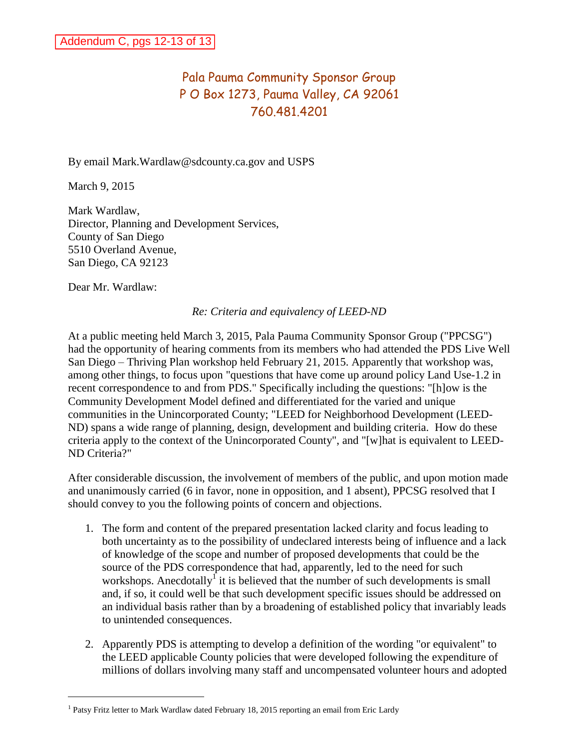Addendum C, pgs 12-13 of 13

# Pala Pauma Community Sponsor Group
## P O Box 1273, Pauma Valley, CA 92061
## 760.481.4201

By email Mark.Wardlaw@sdcounty.ca.gov and USPS

March 9, 2015

Mark Wardlaw,
Director, Planning and Development Services,
County of San Diego
5510 Overland Avenue,
San Diego, CA 92123

Dear Mr. Wardlaw:

*Re: Criteria and equivalency of LEED-ND*

At a public meeting held March 3, 2015, Pala Pauma Community Sponsor Group ("PPCSG") had the opportunity of hearing comments from its members who had attended the PDS Live Well San Diego – Thriving Plan workshop held February 21, 2015. Apparently that workshop was, among other things, to focus upon "questions that have come up around policy Land Use-1.2 in recent correspondence to and from PDS." Specifically including the questions: "[h]ow is the Community Development Model defined and differentiated for the varied and unique communities in the Unincorporated County; "LEED for Neighborhood Development (LEED-ND) spans a wide range of planning, design, development and building criteria. How do these criteria apply to the context of the Unincorporated County", and "[w]hat is equivalent to LEED-ND Criteria?"

After considerable discussion, the involvement of members of the public, and upon motion made and unanimously carried (6 in favor, none in opposition, and 1 absent), PPCSG resolved that I should convey to you the following points of concern and objections.

1. The form and content of the prepared presentation lacked clarity and focus leading to both uncertainty as to the possibility of undeclared interests being of influence and a lack of knowledge of the scope and number of proposed developments that could be the source of the PDS correspondence that had, apparently, led to the need for such workshops. Anecdotally[1] it is believed that the number of such developments is small and, if so, it could well be that such development specific issues should be addressed on an individual basis rather than by a broadening of established policy that invariably leads to unintended consequences.

2. Apparently PDS is attempting to develop a definition of the wording "or equivalent" to the LEED applicable County policies that were developed following the expenditure of millions of dollars involving many staff and uncompensated volunteer hours and adopted

[1] Patsy Fritz letter to Mark Wardlaw dated February 18, 2015 reporting an email from Eric Lardy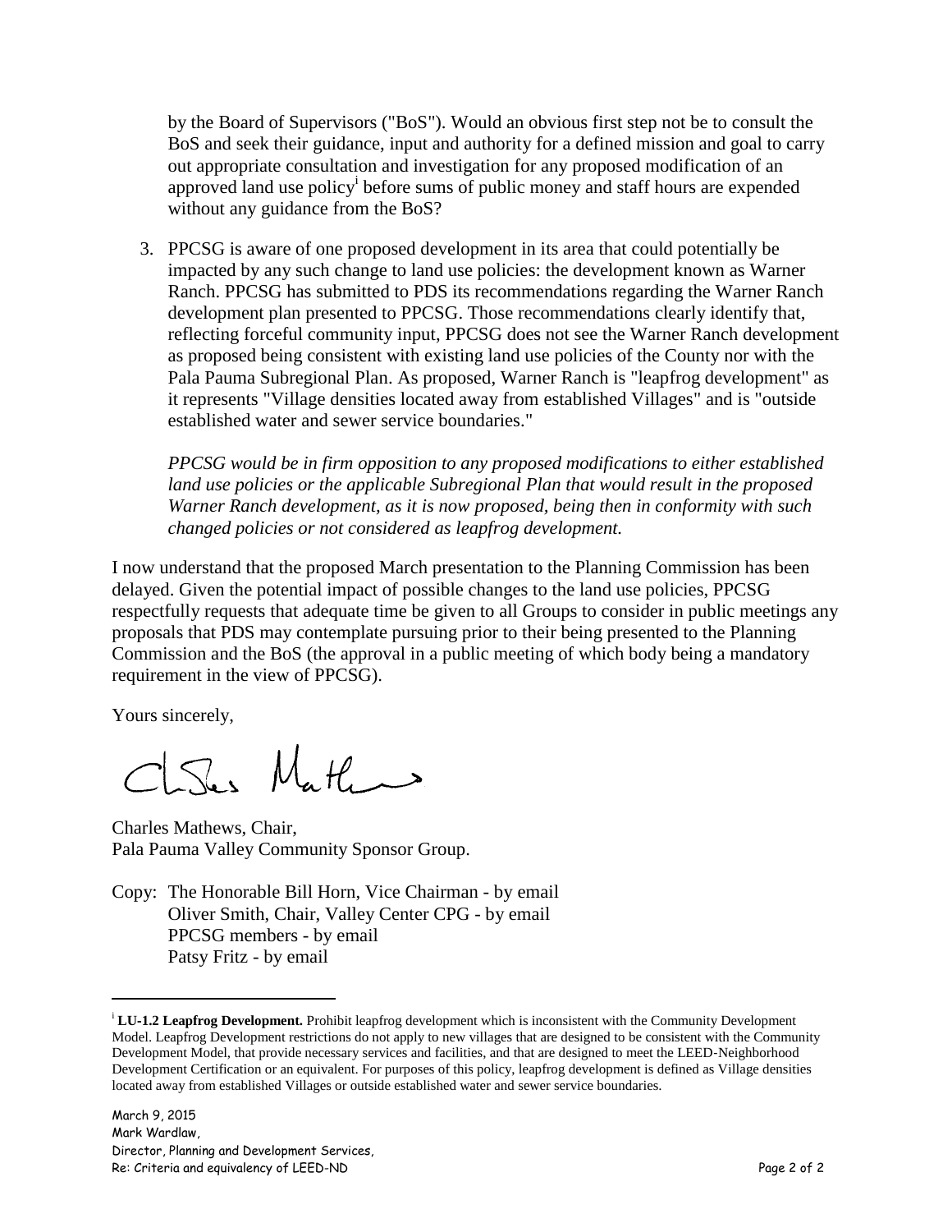by the Board of Supervisors ("BoS"). Would an obvious first step not be to consult the BoS and seek their guidance, input and authority for a defined mission and goal to carry out appropriate consultation and investigation for any proposed modification of an approved land use policy[i] before sums of public money and staff hours are expended without any guidance from the BoS?

3. PPCSG is aware of one proposed development in its area that could potentially be impacted by any such change to land use policies: the development known as Warner Ranch. PPCSG has submitted to PDS its recommendations regarding the Warner Ranch development plan presented to PPCSG. Those recommendations clearly identify that, reflecting forceful community input, PPCSG does not see the Warner Ranch development as proposed being consistent with existing land use policies of the County nor with the Pala Pauma Subregional Plan. As proposed, Warner Ranch is "leapfrog development" as it represents "Village densities located away from established Villages" and is "outside established water and sewer service boundaries."

   *PPCSG would be in firm opposition to any proposed modifications to either established land use policies or the applicable Subregional Plan that would result in the proposed Warner Ranch development, as it is now proposed, being then in conformity with such changed policies or not considered as leapfrog development.*

I now understand that the proposed March presentation to the Planning Commission has been delayed. Given the potential impact of possible changes to the land use policies, PPCSG respectfully requests that adequate time be given to all Groups to consider in public meetings any proposals that PDS may contemplate pursuing prior to their being presented to the Planning Commission and the BoS (the approval in a public meeting of which body being a mandatory requirement in the view of PPCSG).

Yours sincerely,

Charles Mathews

Charles Mathews, Chair,
Pala Pauma Valley Community Sponsor Group.

Copy: The Honorable Bill Horn, Vice Chairman - by email
Oliver Smith, Chair, Valley Center CPG - by email
PPCSG members - by email
Patsy Fritz - by email

---

[i] **LU-1.2 Leapfrog Development.** Prohibit leapfrog development which is inconsistent with the Community Development Model. Leapfrog Development restrictions do not apply to new villages that are designed to be consistent with the Community Development Model, that provide necessary services and facilities, and that are designed to meet the LEED-Neighborhood Development Certification or an equivalent. For purposes of this policy, leapfrog development is defined as Village densities located away from established Villages or outside established water and sewer service boundaries.

March 9, 2015
Mark Wardlaw,
Director, Planning and Development Services,
Re: Criteria and equivalency of LEED-ND